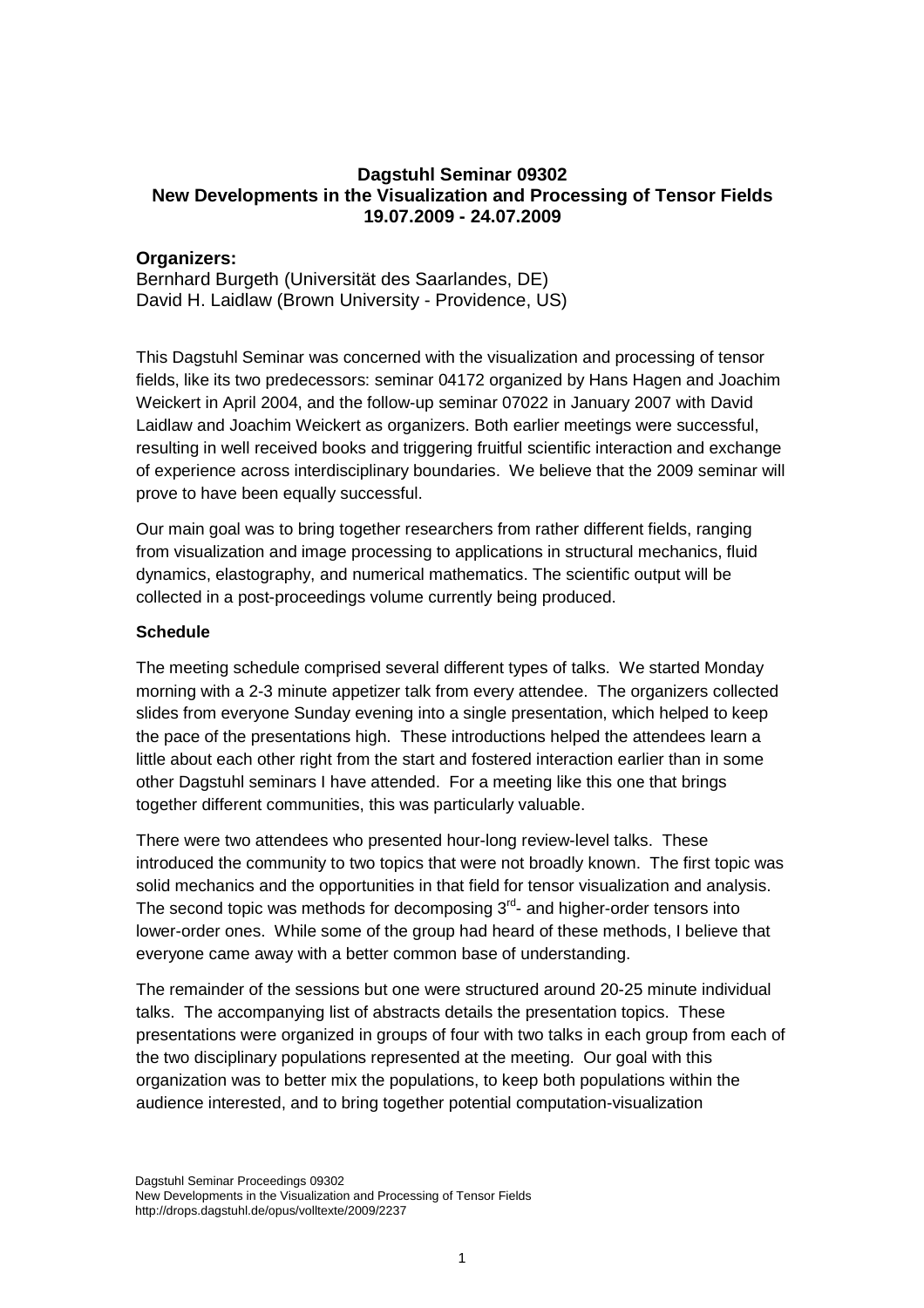**Dagstuhl Seminar 09302**
**New Developments in the Visualization and Processing of Tensor Fields**
**19.07.2009 - 24.07.2009**

**Organizers:**
Bernhard Burgeth (Universität des Saarlandes, DE)
David H. Laidlaw (Brown University - Providence, US)

This Dagstuhl Seminar was concerned with the visualization and processing of tensor fields, like its two predecessors: seminar 04172 organized by Hans Hagen and Joachim Weickert in April 2004, and the follow-up seminar 07022 in January 2007 with David Laidlaw and Joachim Weickert as organizers. Both earlier meetings were successful, resulting in well received books and triggering fruitful scientific interaction and exchange of experience across interdisciplinary boundaries. We believe that the 2009 seminar will prove to have been equally successful.

Our main goal was to bring together researchers from rather different fields, ranging from visualization and image processing to applications in structural mechanics, fluid dynamics, elastography, and numerical mathematics. The scientific output will be collected in a post-proceedings volume currently being produced.

**Schedule**

The meeting schedule comprised several different types of talks. We started Monday morning with a 2-3 minute appetizer talk from every attendee. The organizers collected slides from everyone Sunday evening into a single presentation, which helped to keep the pace of the presentations high. These introductions helped the attendees learn a little about each other right from the start and fostered interaction earlier than in some other Dagstuhl seminars I have attended. For a meeting like this one that brings together different communities, this was particularly valuable.

There were two attendees who presented hour-long review-level talks. These introduced the community to two topics that were not broadly known. The first topic was solid mechanics and the opportunities in that field for tensor visualization and analysis. The second topic was methods for decomposing 3rd- and higher-order tensors into lower-order ones. While some of the group had heard of these methods, I believe that everyone came away with a better common base of understanding.

The remainder of the sessions but one were structured around 20-25 minute individual talks. The accompanying list of abstracts details the presentation topics. These presentations were organized in groups of four with two talks in each group from each of the two disciplinary populations represented at the meeting. Our goal with this organization was to better mix the populations, to keep both populations within the audience interested, and to bring together potential computation-visualization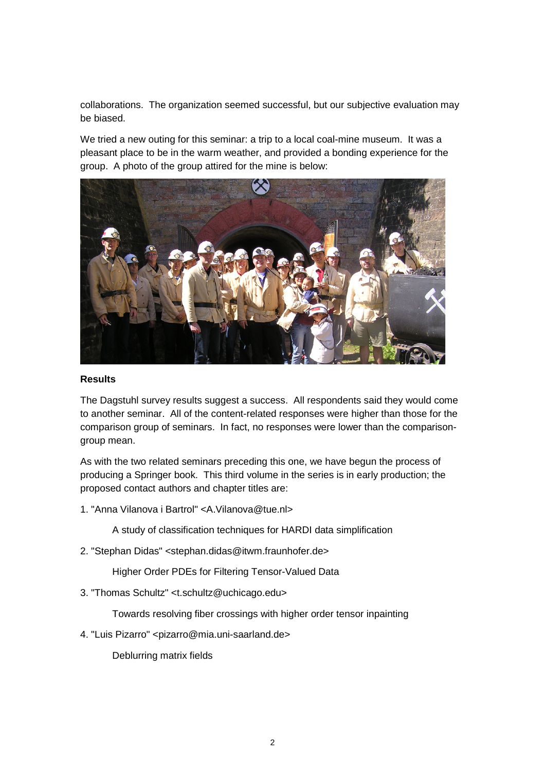collaborations. The organization seemed successful, but our subjective evaluation may be biased.

We tried a new outing for this seminar: a trip to a local coal-mine museum. It was a pleasant place to be in the warm weather, and provided a bonding experience for the group. A photo of the group attired for the mine is below:

**Results**

The Dagstuhl survey results suggest a success. All respondents said they would come to another seminar. All of the content-related responses were higher than those for the comparison group of seminars. In fact, no responses were lower than the comparison-group mean.

As with the two related seminars preceding this one, we have begun the process of producing a Springer book. This third volume in the series is in early production; the proposed contact authors and chapter titles are:

1. "Anna Vilanova i Bartrol" <A.Vilanova@tue.nl>

   A study of classification techniques for HARDI data simplification

2. "Stephan Didas" <stephan.didas@itwm.fraunhofer.de>

   Higher Order PDEs for Filtering Tensor-Valued Data

3. "Thomas Schultz" <t.schultz@uchicago.edu>

   Towards resolving fiber crossings with higher order tensor inpainting

4. "Luis Pizarro" <pizarro@mia.uni-saarland.de>

   Deblurring matrix fields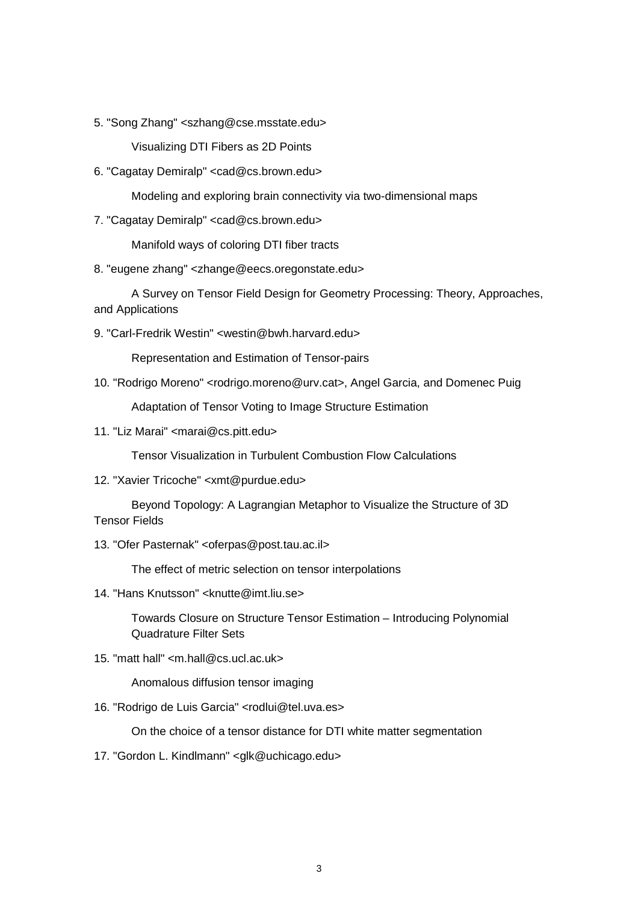5. "Song Zhang" <szhang@cse.msstate.edu>

    Visualizing DTI Fibers as 2D Points

6. "Cagatay Demiralp" <cad@cs.brown.edu>

    Modeling and exploring brain connectivity via two-dimensional maps

7. "Cagatay Demiralp" <cad@cs.brown.edu>

    Manifold ways of coloring DTI fiber tracts

8. "eugene zhang" <zhange@eecs.oregonstate.edu>

    A Survey on Tensor Field Design for Geometry Processing: Theory, Approaches, and Applications

9. "Carl-Fredrik Westin" <westin@bwh.harvard.edu>

    Representation and Estimation of Tensor-pairs

10. "Rodrigo Moreno" <rodrigo.moreno@urv.cat>, Angel Garcia, and Domenec Puig

    Adaptation of Tensor Voting to Image Structure Estimation

11. "Liz Marai" <marai@cs.pitt.edu>

    Tensor Visualization in Turbulent Combustion Flow Calculations

12. "Xavier Tricoche" <xmt@purdue.edu>

    Beyond Topology: A Lagrangian Metaphor to Visualize the Structure of 3D Tensor Fields

13. "Ofer Pasternak" <oferpas@post.tau.ac.il>

    The effect of metric selection on tensor interpolations

14. "Hans Knutsson" <knutte@imt.liu.se>

    Towards Closure on Structure Tensor Estimation – Introducing Polynomial Quadrature Filter Sets

15. "matt hall" <m.hall@cs.ucl.ac.uk>

    Anomalous diffusion tensor imaging

16. "Rodrigo de Luis Garcia" <rodlui@tel.uva.es>

    On the choice of a tensor distance for DTI white matter segmentation

17. "Gordon L. Kindlmann" <glk@uchicago.edu>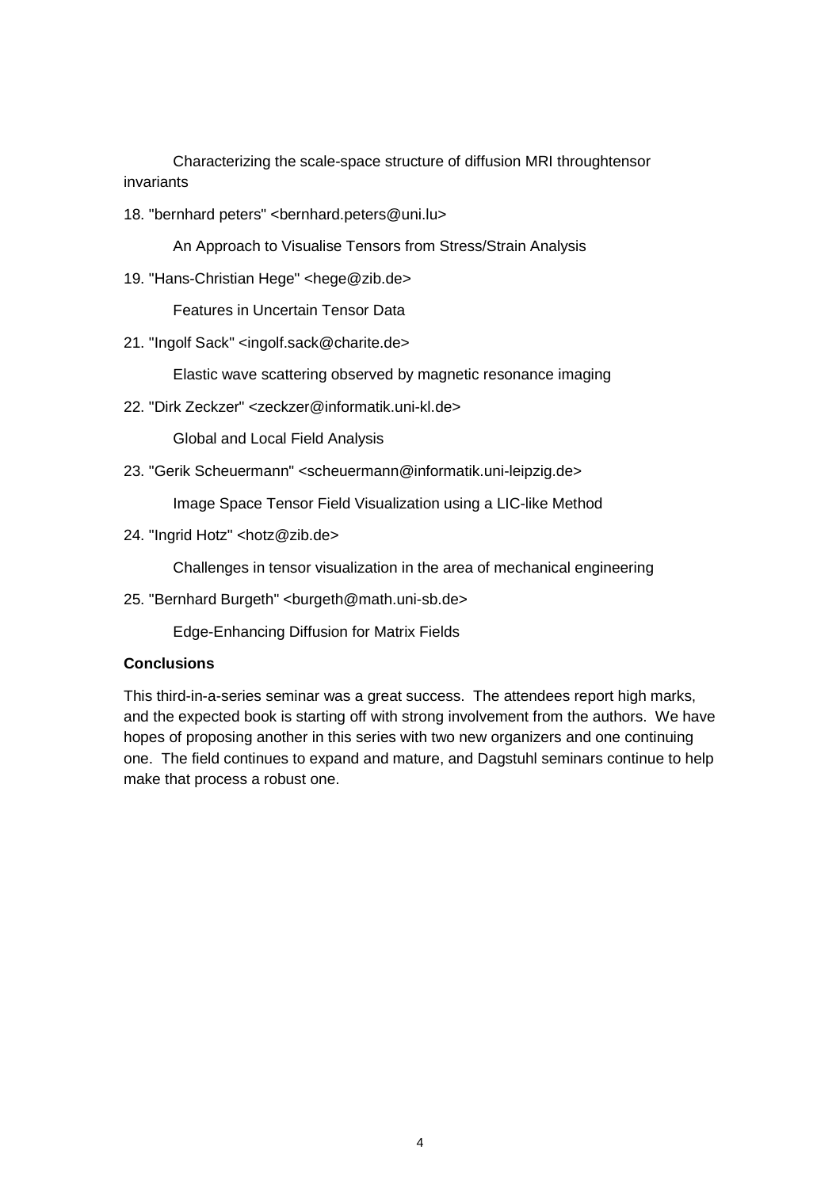Characterizing the scale-space structure of diffusion MRI throughtensor invariants

18. "bernhard peters" <bernhard.peters@uni.lu>

    An Approach to Visualise Tensors from Stress/Strain Analysis

19. "Hans-Christian Hege" <hege@zib.de>

    Features in Uncertain Tensor Data

21. "Ingolf Sack" <ingolf.sack@charite.de>

    Elastic wave scattering observed by magnetic resonance imaging

22. "Dirk Zeckzer" <zeckzer@informatik.uni-kl.de>

    Global and Local Field Analysis

23. "Gerik Scheuermann" <scheuermann@informatik.uni-leipzig.de>

    Image Space Tensor Field Visualization using a LIC-like Method

24. "Ingrid Hotz" <hotz@zib.de>

    Challenges in tensor visualization in the area of mechanical engineering

25. "Bernhard Burgeth" <burgeth@math.uni-sb.de>

    Edge-Enhancing Diffusion for Matrix Fields

**Conclusions**

This third-in-a-series seminar was a great success. The attendees report high marks, and the expected book is starting off with strong involvement from the authors. We have hopes of proposing another in this series with two new organizers and one continuing one. The field continues to expand and mature, and Dagstuhl seminars continue to help make that process a robust one.